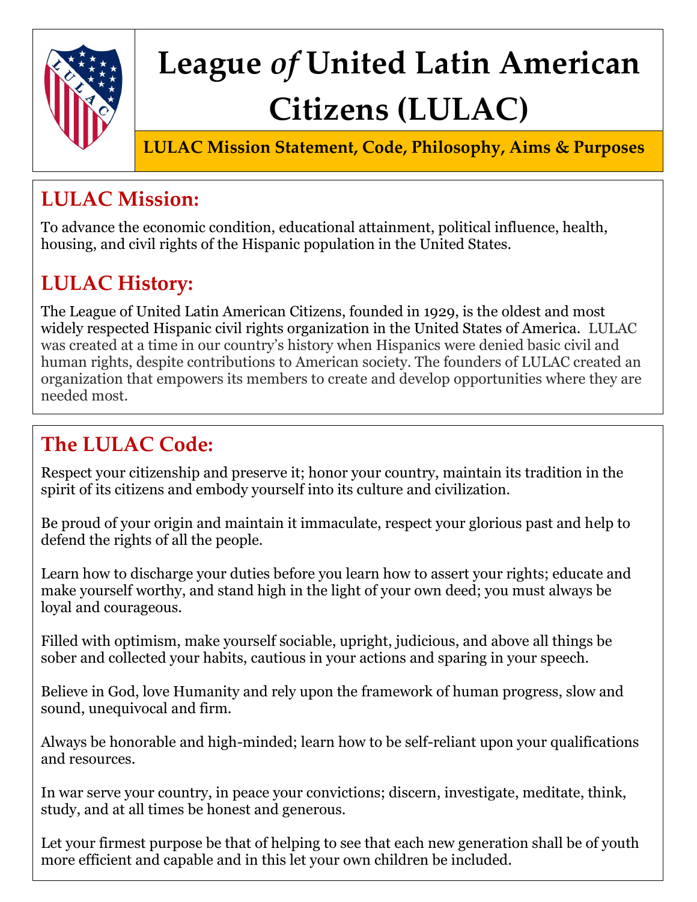# League *of* United Latin American Citizens (LULAC)

**LULAC Mission Statement, Code, Philosophy, Aims & Purposes**

## LULAC Mission:

To advance the economic condition, educational attainment, political influence, health, housing, and civil rights of the Hispanic population in the United States.

## LULAC History:

The League of United Latin American Citizens, founded in 1929, is the oldest and most widely respected Hispanic civil rights organization in the United States of America. LULAC was created at a time in our country's history when Hispanics were denied basic civil and human rights, despite contributions to American society. The founders of LULAC created an organization that empowers its members to create and develop opportunities where they are needed most.

## The LULAC Code:

Respect your citizenship and preserve it; honor your country, maintain its tradition in the spirit of its citizens and embody yourself into its culture and civilization.

Be proud of your origin and maintain it immaculate, respect your glorious past and help to defend the rights of all the people.

Learn how to discharge your duties before you learn how to assert your rights; educate and make yourself worthy, and stand high in the light of your own deed; you must always be loyal and courageous.

Filled with optimism, make yourself sociable, upright, judicious, and above all things be sober and collected your habits, cautious in your actions and sparing in your speech.

Believe in God, love Humanity and rely upon the framework of human progress, slow and sound, unequivocal and firm.

Always be honorable and high-minded; learn how to be self-reliant upon your qualifications and resources.

In war serve your country, in peace your convictions; discern, investigate, meditate, think, study, and at all times be honest and generous.

Let your firmest purpose be that of helping to see that each new generation shall be of youth more efficient and capable and in this let your own children be included.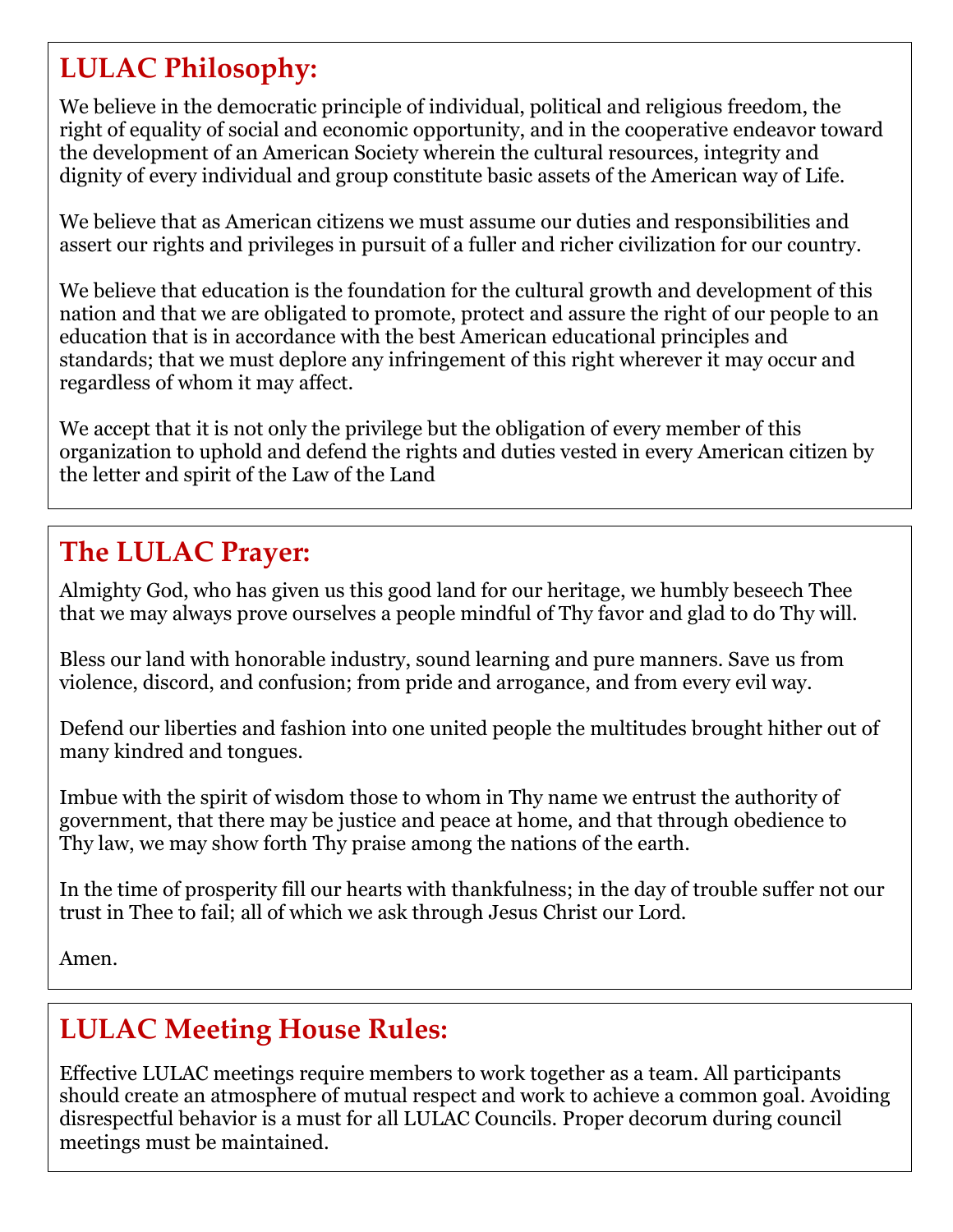## LULAC Philosophy:

We believe in the democratic principle of individual, political and religious freedom, the right of equality of social and economic opportunity, and in the cooperative endeavor toward the development of an American Society wherein the cultural resources, integrity and dignity of every individual and group constitute basic assets of the American way of Life.

We believe that as American citizens we must assume our duties and responsibilities and assert our rights and privileges in pursuit of a fuller and richer civilization for our country.

We believe that education is the foundation for the cultural growth and development of this nation and that we are obligated to promote, protect and assure the right of our people to an education that is in accordance with the best American educational principles and standards; that we must deplore any infringement of this right wherever it may occur and regardless of whom it may affect.

We accept that it is not only the privilege but the obligation of every member of this organization to uphold and defend the rights and duties vested in every American citizen by the letter and spirit of the Law of the Land

## The LULAC Prayer:

Almighty God, who has given us this good land for our heritage, we humbly beseech Thee that we may always prove ourselves a people mindful of Thy favor and glad to do Thy will.

Bless our land with honorable industry, sound learning and pure manners. Save us from violence, discord, and confusion; from pride and arrogance, and from every evil way.

Defend our liberties and fashion into one united people the multitudes brought hither out of many kindred and tongues.

Imbue with the spirit of wisdom those to whom in Thy name we entrust the authority of government, that there may be justice and peace at home, and that through obedience to Thy law, we may show forth Thy praise among the nations of the earth.

In the time of prosperity fill our hearts with thankfulness; in the day of trouble suffer not our trust in Thee to fail; all of which we ask through Jesus Christ our Lord.

Amen.

## LULAC Meeting House Rules:

Effective LULAC meetings require members to work together as a team. All participants should create an atmosphere of mutual respect and work to achieve a common goal. Avoiding disrespectful behavior is a must for all LULAC Councils. Proper decorum during council meetings must be maintained.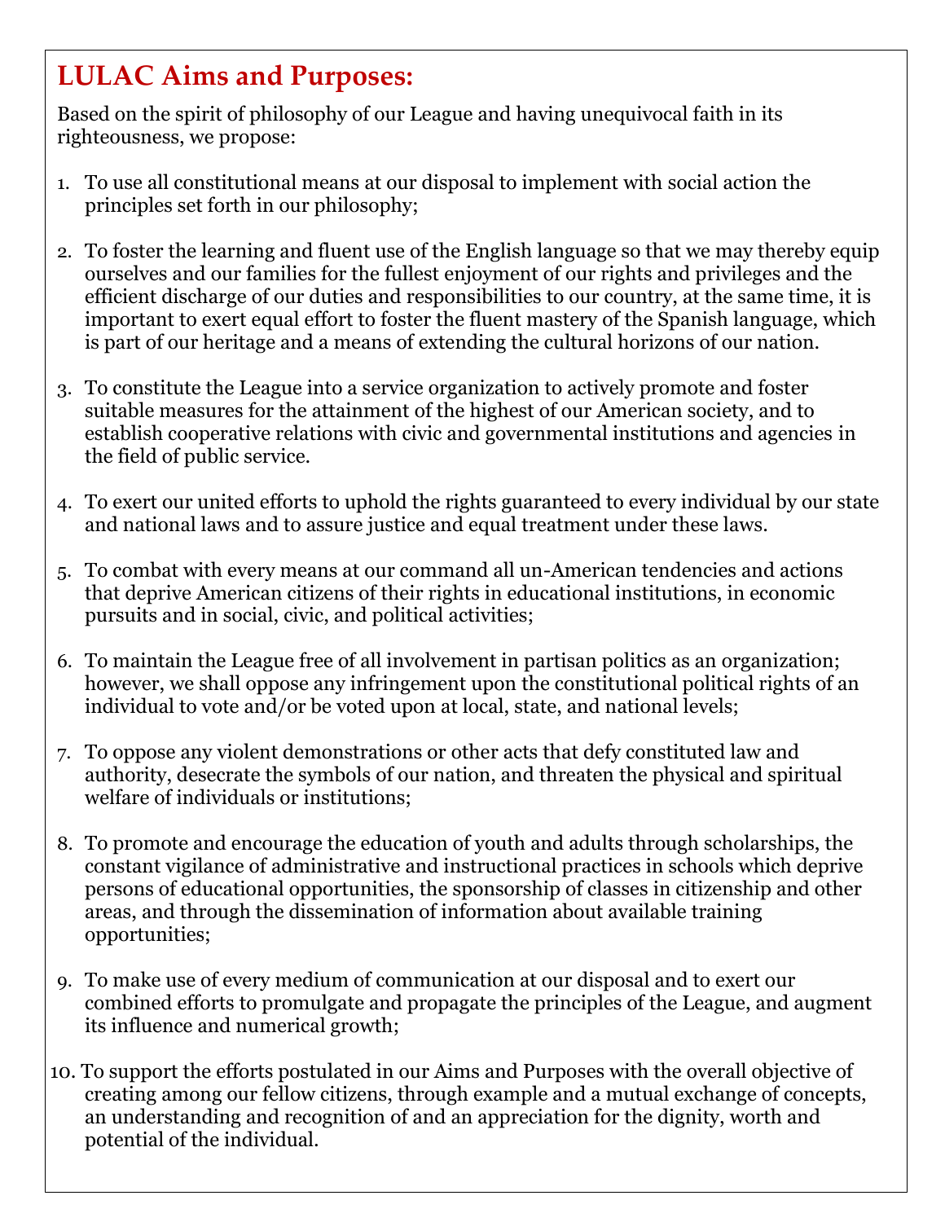## LULAC Aims and Purposes:

Based on the spirit of philosophy of our League and having unequivocal faith in its righteousness, we propose:

1. To use all constitutional means at our disposal to implement with social action the principles set forth in our philosophy;
2. To foster the learning and fluent use of the English language so that we may thereby equip ourselves and our families for the fullest enjoyment of our rights and privileges and the efficient discharge of our duties and responsibilities to our country, at the same time, it is important to exert equal effort to foster the fluent mastery of the Spanish language, which is part of our heritage and a means of extending the cultural horizons of our nation.
3. To constitute the League into a service organization to actively promote and foster suitable measures for the attainment of the highest of our American society, and to establish cooperative relations with civic and governmental institutions and agencies in the field of public service.
4. To exert our united efforts to uphold the rights guaranteed to every individual by our state and national laws and to assure justice and equal treatment under these laws.
5. To combat with every means at our command all un-American tendencies and actions that deprive American citizens of their rights in educational institutions, in economic pursuits and in social, civic, and political activities;
6. To maintain the League free of all involvement in partisan politics as an organization; however, we shall oppose any infringement upon the constitutional political rights of an individual to vote and/or be voted upon at local, state, and national levels;
7. To oppose any violent demonstrations or other acts that defy constituted law and authority, desecrate the symbols of our nation, and threaten the physical and spiritual welfare of individuals or institutions;
8. To promote and encourage the education of youth and adults through scholarships, the constant vigilance of administrative and instructional practices in schools which deprive persons of educational opportunities, the sponsorship of classes in citizenship and other areas, and through the dissemination of information about available training opportunities;
9. To make use of every medium of communication at our disposal and to exert our combined efforts to promulgate and propagate the principles of the League, and augment its influence and numerical growth;
10. To support the efforts postulated in our Aims and Purposes with the overall objective of creating among our fellow citizens, through example and a mutual exchange of concepts, an understanding and recognition of and an appreciation for the dignity, worth and potential of the individual.